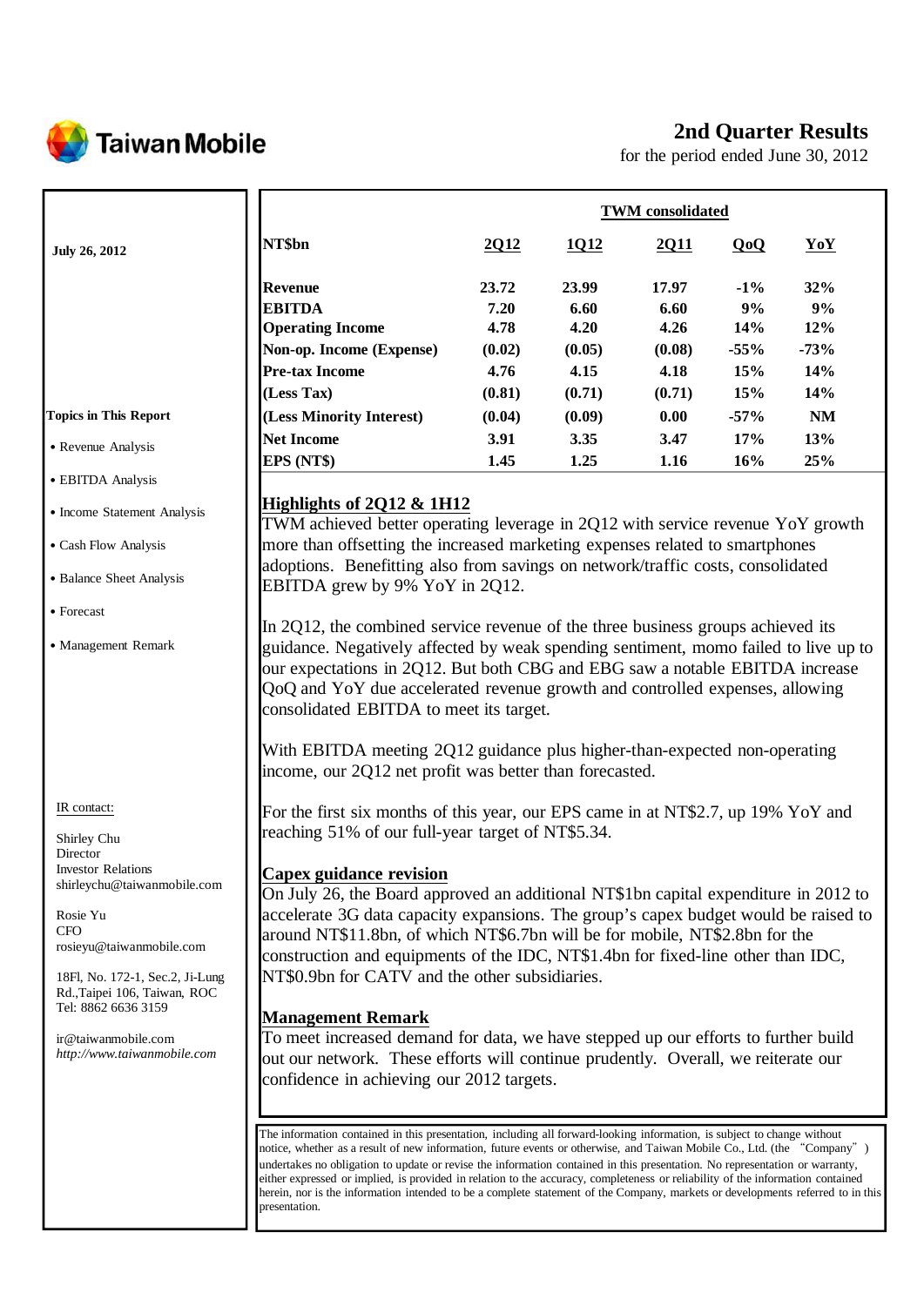# Taiwan Mobile

## 2nd Quarter Results

for the period ended June 30, 2012

**July 26, 2012**

| NT$bn | 2Q12 | 1Q12 | 2Q11 | QoQ | YoY |
|---|---|---|---|---|---|
| | **TWM consolidated** | | | | |
| **Revenue** | 23.72 | 23.99 | 17.97 | -1% | 32% |
| **EBITDA** | 7.20 | 6.60 | 6.60 | 9% | 9% |
| **Operating Income** | 4.78 | 4.20 | 4.26 | 14% | 12% |
| **Non-op. Income (Expense)** | (0.02) | (0.05) | (0.08) | -55% | -73% |
| **Pre-tax Income** | 4.76 | 4.15 | 4.18 | 15% | 14% |
| **(Less Tax)** | (0.81) | (0.71) | (0.71) | 15% | 14% |
| **(Less Minority Interest)** | (0.04) | (0.09) | 0.00 | -57% | NM |
| **Net Income** | 3.91 | 3.35 | 3.47 | 17% | 13% |
| **EPS (NT$)** | 1.45 | 1.25 | 1.16 | 16% | 25% |

**Topics in This Report**

- Revenue Analysis
- EBITDA Analysis
- Income Statement Analysis
- Cash Flow Analysis
- Balance Sheet Analysis
- Forecast
- Management Remark

### Highlights of 2Q12 & 1H12

TWM achieved better operating leverage in 2Q12 with service revenue YoY growth more than offsetting the increased marketing expenses related to smartphones adoptions. Benefitting also from savings on network/traffic costs, consolidated EBITDA grew by 9% YoY in 2Q12.

In 2Q12, the combined service revenue of the three business groups achieved its guidance. Negatively affected by weak spending sentiment, momo failed to live up to our expectations in 2Q12. But both CBG and EBG saw a notable EBITDA increase QoQ and YoY due accelerated revenue growth and controlled expenses, allowing consolidated EBITDA to meet its target.

With EBITDA meeting 2Q12 guidance plus higher-than-expected non-operating income, our 2Q12 net profit was better than forecasted.

For the first six months of this year, our EPS came in at NT$2.7, up 19% YoY and reaching 51% of our full-year target of NT$5.34.

### Capex guidance revision

On July 26, the Board approved an additional NT$1bn capital expenditure in 2012 to accelerate 3G data capacity expansions. The group's capex budget would be raised to around NT$11.8bn, of which NT$6.7bn will be for mobile, NT$2.8bn for the construction and equipments of the IDC, NT$1.4bn for fixed-line other than IDC, NT$0.9bn for CATV and the other subsidiaries.

### Management Remark

To meet increased demand for data, we have stepped up our efforts to further build out our network. These efforts will continue prudently. Overall, we reiterate our confidence in achieving our 2012 targets.

IR contact:

Shirley Chu
Director
Investor Relations
shirleychu@taiwanmobile.com

Rosie Yu
CFO
rosieyu@taiwanmobile.com

18Fl, No. 172-1, Sec.2, Ji-Lung Rd.,Taipei 106, Taiwan, ROC
Tel: 8862 6636 3159

ir@taiwanmobile.com
*http://www.taiwanmobile.com*

The information contained in this presentation, including all forward-looking information, is subject to change without notice, whether as a result of new information, future events or otherwise, and Taiwan Mobile Co., Ltd. (the "Company") undertakes no obligation to update or revise the information contained in this presentation. No representation or warranty, either expressed or implied, is provided in relation to the accuracy, completeness or reliability of the information contained herein, nor is the information intended to be a complete statement of the Company, markets or developments referred to in this presentation.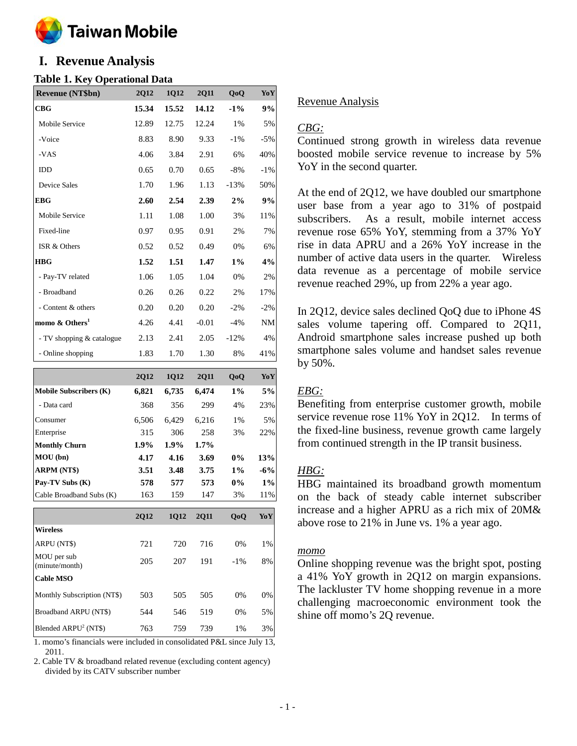# I. Revenue Analysis

**Table 1. Key Operational Data**

| Revenue (NT$bn) | 2Q12 | 1Q12 | 2Q11 | QoQ | YoY |
|---|---|---|---|---|---|
| **CBG** | **15.34** | **15.52** | **14.12** | **-1%** | **9%** |
| Mobile Service | 12.89 | 12.75 | 12.24 | 1% | 5% |
| -Voice | 8.83 | 8.90 | 9.33 | -1% | -5% |
| -VAS | 4.06 | 3.84 | 2.91 | 6% | 40% |
| IDD | 0.65 | 0.70 | 0.65 | -8% | -1% |
| Device Sales | 1.70 | 1.96 | 1.13 | -13% | 50% |
| **EBG** | **2.60** | **2.54** | **2.39** | **2%** | **9%** |
| Mobile Service | 1.11 | 1.08 | 1.00 | 3% | 11% |
| Fixed-line | 0.97 | 0.95 | 0.91 | 2% | 7% |
| ISR & Others | 0.52 | 0.52 | 0.49 | 0% | 6% |
| **HBG** | **1.52** | **1.51** | **1.47** | **1%** | **4%** |
| - Pay-TV related | 1.06 | 1.05 | 1.04 | 0% | 2% |
| - Broadband | 0.26 | 0.26 | 0.22 | 2% | 17% |
| - Content & others | 0.20 | 0.20 | 0.20 | -2% | -2% |
| **momo & Others[1]** | 4.26 | 4.41 | -0.01 | -4% | NM |
| - TV shopping & catalogue | 2.13 | 2.41 | 2.05 | -12% | 4% |
| - Online shopping | 1.83 | 1.70 | 1.30 | 8% | 41% |

| | 2Q12 | 1Q12 | 2Q11 | QoQ | YoY |
|---|---|---|---|---|---|
| **Mobile Subscribers (K)** | **6,821** | **6,735** | **6,474** | **1%** | **5%** |
| - Data card | 368 | 356 | 299 | 4% | 23% |
| Consumer | 6,506 | 6,429 | 6,216 | 1% | 5% |
| Enterprise | 315 | 306 | 258 | 3% | 22% |
| **Monthly Churn** | **1.9%** | **1.9%** | **1.7%** | | |
| **MOU (bn)** | **4.17** | **4.16** | **3.69** | **0%** | **13%** |
| **ARPM (NT$)** | **3.51** | **3.48** | **3.75** | **1%** | **-6%** |
| **Pay-TV Subs (K)** | **578** | **577** | **573** | **0%** | **1%** |
| Cable Broadband Subs (K) | 163 | 159 | 147 | 3% | 11% |

| | 2Q12 | 1Q12 | 2Q11 | QoQ | YoY |
|---|---|---|---|---|---|
| **Wireless** | | | | | |
| ARPU (NT$) | 721 | 720 | 716 | 0% | 1% |
| MOU per sub (minute/month) | 205 | 207 | 191 | -1% | 8% |
| **Cable MSO** | | | | | |
| Monthly Subscription (NT$) | 503 | 505 | 505 | 0% | 0% |
| Broadband ARPU (NT$) | 544 | 546 | 519 | 0% | 5% |
| Blended ARPU[2] (NT$) | 763 | 759 | 739 | 1% | 3% |

1. momo's financials were included in consolidated P&L since July 13, 2011.
2. Cable TV & broadband related revenue (excluding content agency) divided by its CATV subscriber number

<u>Revenue Analysis</u>

*CBG:*

Continued strong growth in wireless data revenue boosted mobile service revenue to increase by 5% YoY in the second quarter.

At the end of 2Q12, we have doubled our smartphone user base from a year ago to 31% of postpaid subscribers. As a result, mobile internet access revenue rose 65% YoY, stemming from a 37% YoY rise in data APRU and a 26% YoY increase in the number of active data users in the quarter. Wireless data revenue as a percentage of mobile service revenue reached 29%, up from 22% a year ago.

In 2Q12, device sales declined QoQ due to iPhone 4S sales volume tapering off. Compared to 2Q11, Android smartphone sales increase pushed up both smartphone sales volume and handset sales revenue by 50%.

*EBG:*

Benefiting from enterprise customer growth, mobile service revenue rose 11% YoY in 2Q12. In terms of the fixed-line business, revenue growth came largely from continued strength in the IP transit business.

*HBG:*

HBG maintained its broadband growth momentum on the back of steady cable internet subscriber increase and a higher APRU as a rich mix of 20M& above rose to 21% in June vs. 1% a year ago.

*momo*

Online shopping revenue was the bright spot, posting a 41% YoY growth in 2Q12 on margin expansions. The lackluster TV home shopping revenue in a more challenging macroeconomic environment took the shine off momo's 2Q revenue.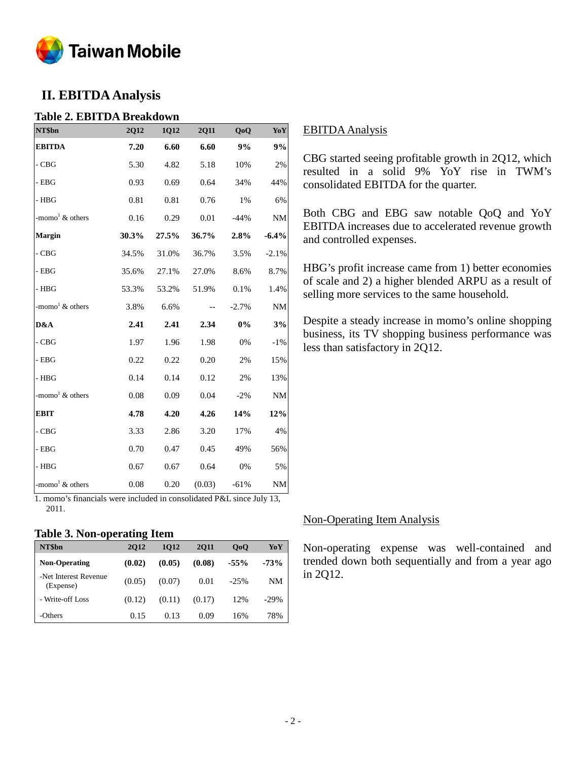## II. EBITDA Analysis

### Table 2. EBITDA Breakdown

| NT$bn | 2Q12 | 1Q12 | 2Q11 | QoQ | YoY |
|---|---|---|---|---|---|
| **EBITDA** | **7.20** | **6.60** | **6.60** | **9%** | **9%** |
| - CBG | 5.30 | 4.82 | 5.18 | 10% | 2% |
| - EBG | 0.93 | 0.69 | 0.64 | 34% | 44% |
| - HBG | 0.81 | 0.81 | 0.76 | 1% | 6% |
| -momo[1] & others | 0.16 | 0.29 | 0.01 | -44% | NM |
| **Margin** | **30.3%** | **27.5%** | **36.7%** | **2.8%** | **-6.4%** |
| - CBG | 34.5% | 31.0% | 36.7% | 3.5% | -2.1% |
| - EBG | 35.6% | 27.1% | 27.0% | 8.6% | 8.7% |
| - HBG | 53.3% | 53.2% | 51.9% | 0.1% | 1.4% |
| -momo[1] & others | 3.8% | 6.6% | -- | -2.7% | NM |
| **D&A** | **2.41** | **2.41** | **2.34** | **0%** | **3%** |
| - CBG | 1.97 | 1.96 | 1.98 | 0% | -1% |
| - EBG | 0.22 | 0.22 | 0.20 | 2% | 15% |
| - HBG | 0.14 | 0.14 | 0.12 | 2% | 13% |
| -momo[1] & others | 0.08 | 0.09 | 0.04 | -2% | NM |
| **EBIT** | **4.78** | **4.20** | **4.26** | **14%** | **12%** |
| - CBG | 3.33 | 2.86 | 3.20 | 17% | 4% |
| - EBG | 0.70 | 0.47 | 0.45 | 49% | 56% |
| - HBG | 0.67 | 0.67 | 0.64 | 0% | 5% |
| -momo[1] & others | 0.08 | 0.20 | (0.03) | -61% | NM |

1. momo's financials were included in consolidated P&L since July 13, 2011.

EBITDA Analysis

CBG started seeing profitable growth in 2Q12, which resulted in a solid 9% YoY rise in TWM's consolidated EBITDA for the quarter.

Both CBG and EBG saw notable QoQ and YoY EBITDA increases due to accelerated revenue growth and controlled expenses.

HBG's profit increase came from 1) better economies of scale and 2) a higher blended ARPU as a result of selling more services to the same household.

Despite a steady increase in momo's online shopping business, its TV shopping business performance was less than satisfactory in 2Q12.

### Table 3. Non-operating Item

| NT$bn | 2Q12 | 1Q12 | 2Q11 | QoQ | YoY |
|---|---|---|---|---|---|
| **Non-Operating** | **(0.02)** | **(0.05)** | **(0.08)** | **-55%** | **-73%** |
| -Net Interest Revenue (Expense) | (0.05) | (0.07) | 0.01 | -25% | NM |
| - Write-off Loss | (0.12) | (0.11) | (0.17) | 12% | -29% |
| -Others | 0.15 | 0.13 | 0.09 | 16% | 78% |

Non-Operating Item Analysis

Non-operating expense was well-contained and trended down both sequentially and from a year ago in 2Q12.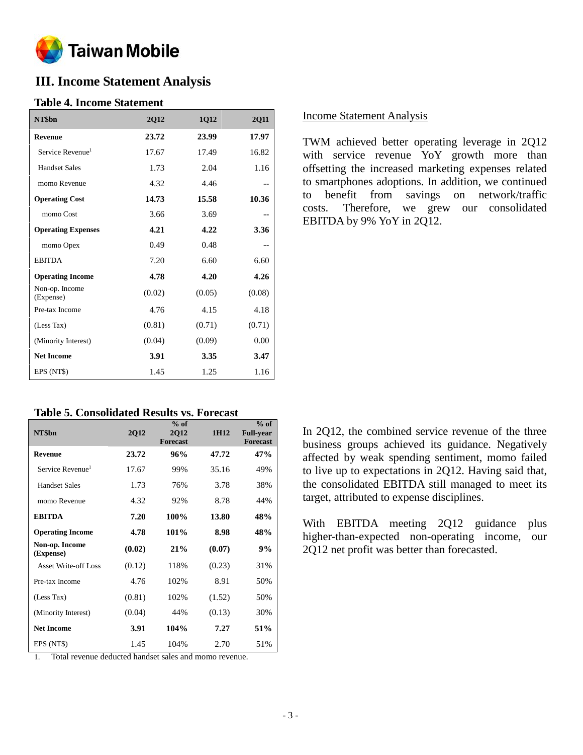## III. Income Statement Analysis

### Table 4. Income Statement

| NT$bn | 2Q12 | 1Q12 | 2Q11 |
|---|---|---|---|
| **Revenue** | **23.72** | **23.99** | **17.97** |
| Service Revenue[1] | 17.67 | 17.49 | 16.82 |
| Handset Sales | 1.73 | 2.04 | 1.16 |
| momo Revenue | 4.32 | 4.46 | -- |
| **Operating Cost** | **14.73** | **15.58** | **10.36** |
| momo Cost | 3.66 | 3.69 | -- |
| **Operating Expenses** | **4.21** | **4.22** | **3.36** |
| momo Opex | 0.49 | 0.48 | -- |
| EBITDA | 7.20 | 6.60 | 6.60 |
| **Operating Income** | **4.78** | **4.20** | **4.26** |
| Non-op. Income (Expense) | (0.02) | (0.05) | (0.08) |
| Pre-tax Income | 4.76 | 4.15 | 4.18 |
| (Less Tax) | (0.81) | (0.71) | (0.71) |
| (Minority Interest) | (0.04) | (0.09) | 0.00 |
| **Net Income** | **3.91** | **3.35** | **3.47** |
| EPS (NT$) | 1.45 | 1.25 | 1.16 |

Income Statement Analysis

TWM achieved better operating leverage in 2Q12 with service revenue YoY growth more than offsetting the increased marketing expenses related to smartphones adoptions. In addition, we continued to benefit from savings on network/traffic costs. Therefore, we grew our consolidated EBITDA by 9% YoY in 2Q12.

### Table 5. Consolidated Results vs. Forecast

| NT$bn | 2Q12 | % of 2Q12 Forecast | 1H12 | % of Full-year Forecast |
|---|---|---|---|---|
| **Revenue** | **23.72** | **96%** | **47.72** | **47%** |
| Service Revenue[1] | 17.67 | 99% | 35.16 | 49% |
| Handset Sales | 1.73 | 76% | 3.78 | 38% |
| momo Revenue | 4.32 | 92% | 8.78 | 44% |
| **EBITDA** | **7.20** | **100%** | **13.80** | **48%** |
| **Operating Income** | **4.78** | **101%** | **8.98** | **48%** |
| **Non-op. Income (Expense)** | **(0.02)** | **21%** | **(0.07)** | **9%** |
| Asset Write-off Loss | (0.12) | 118% | (0.23) | 31% |
| Pre-tax Income | 4.76 | 102% | 8.91 | 50% |
| (Less Tax) | (0.81) | 102% | (1.52) | 50% |
| (Minority Interest) | (0.04) | 44% | (0.13) | 30% |
| **Net Income** | **3.91** | **104%** | **7.27** | **51%** |
| EPS (NT$) | 1.45 | 104% | 2.70 | 51% |

1. Total revenue deducted handset sales and momo revenue.

In 2Q12, the combined service revenue of the three business groups achieved its guidance. Negatively affected by weak spending sentiment, momo failed to live up to expectations in 2Q12. Having said that, the consolidated EBITDA still managed to meet its target, attributed to expense disciplines.

With EBITDA meeting 2Q12 guidance plus higher-than-expected non-operating income, our 2Q12 net profit was better than forecasted.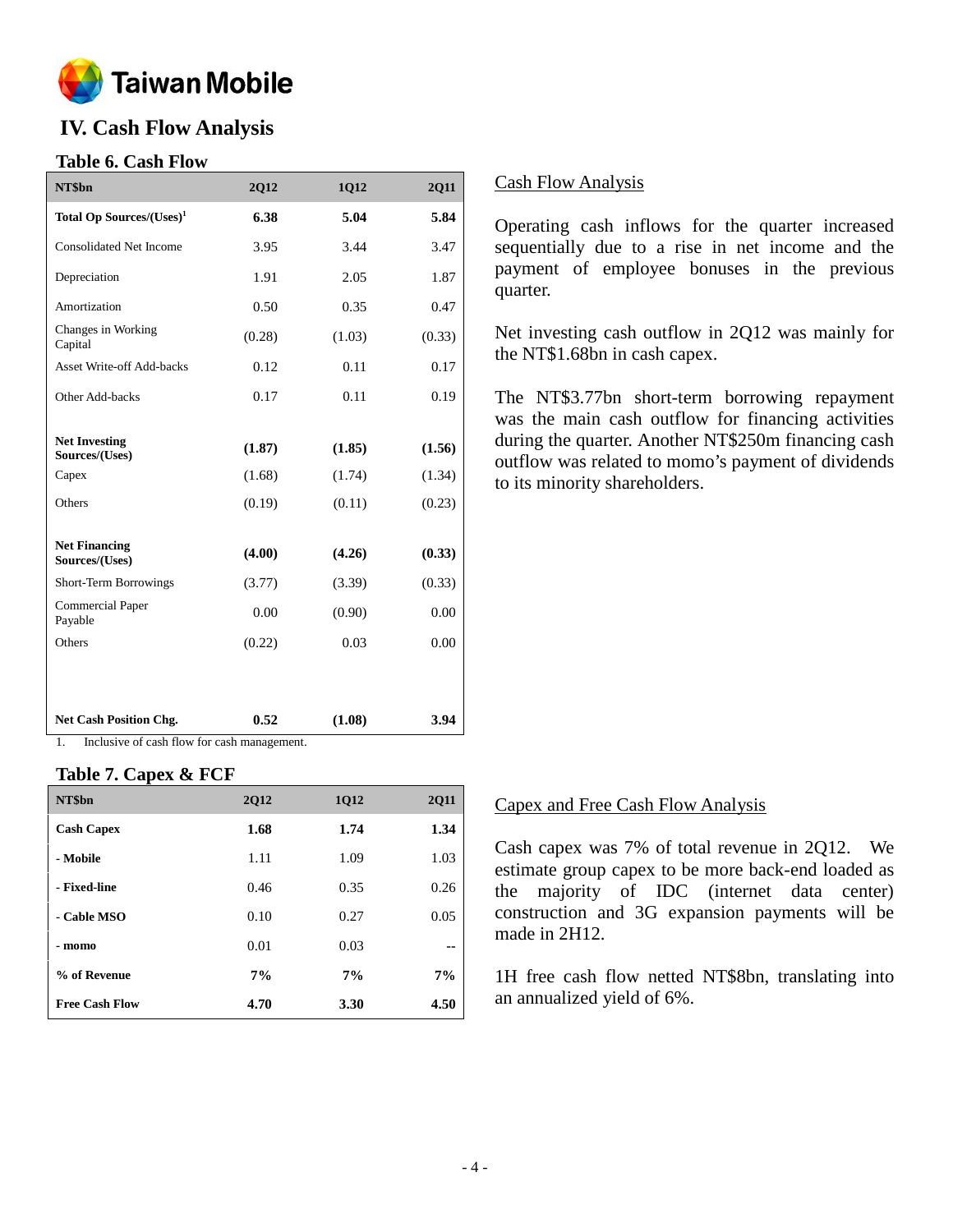## IV. Cash Flow Analysis

### Table 6. Cash Flow

| NT$bn | 2Q12 | 1Q12 | 2Q11 |
|---|---|---|---|
| **Total Op Sources/(Uses)[1]** | **6.38** | **5.04** | **5.84** |
| Consolidated Net Income | 3.95 | 3.44 | 3.47 |
| Depreciation | 1.91 | 2.05 | 1.87 |
| Amortization | 0.50 | 0.35 | 0.47 |
| Changes in Working Capital | (0.28) | (1.03) | (0.33) |
| Asset Write-off Add-backs | 0.12 | 0.11 | 0.17 |
| Other Add-backs | 0.17 | 0.11 | 0.19 |
| **Net Investing Sources/(Uses)** | **(1.87)** | **(1.85)** | **(1.56)** |
| Capex | (1.68) | (1.74) | (1.34) |
| Others | (0.19) | (0.11) | (0.23) |
| **Net Financing Sources/(Uses)** | **(4.00)** | **(4.26)** | **(0.33)** |
| Short-Term Borrowings | (3.77) | (3.39) | (0.33) |
| Commercial Paper Payable | 0.00 | (0.90) | 0.00 |
| Others | (0.22) | 0.03 | 0.00 |
| **Net Cash Position Chg.** | **0.52** | **(1.08)** | **3.94** |

1. Inclusive of cash flow for cash management.

Cash Flow Analysis

Operating cash inflows for the quarter increased sequentially due to a rise in net income and the payment of employee bonuses in the previous quarter.

Net investing cash outflow in 2Q12 was mainly for the NT$1.68bn in cash capex.

The NT$3.77bn short-term borrowing repayment was the main cash outflow for financing activities during the quarter. Another NT$250m financing cash outflow was related to momo's payment of dividends to its minority shareholders.

### Table 7. Capex & FCF

| NT$bn | 2Q12 | 1Q12 | 2Q11 |
|---|---|---|---|
| **Cash Capex** | **1.68** | **1.74** | **1.34** |
| **- Mobile** | 1.11 | 1.09 | 1.03 |
| **- Fixed-line** | 0.46 | 0.35 | 0.26 |
| **- Cable MSO** | 0.10 | 0.27 | 0.05 |
| **- momo** | 0.01 | 0.03 | -- |
| **% of Revenue** | **7%** | **7%** | **7%** |
| **Free Cash Flow** | **4.70** | **3.30** | **4.50** |

Capex and Free Cash Flow Analysis

Cash capex was 7% of total revenue in 2Q12. We estimate group capex to be more back-end loaded as the majority of IDC (internet data center) construction and 3G expansion payments will be made in 2H12.

1H free cash flow netted NT$8bn, translating into an annualized yield of 6%.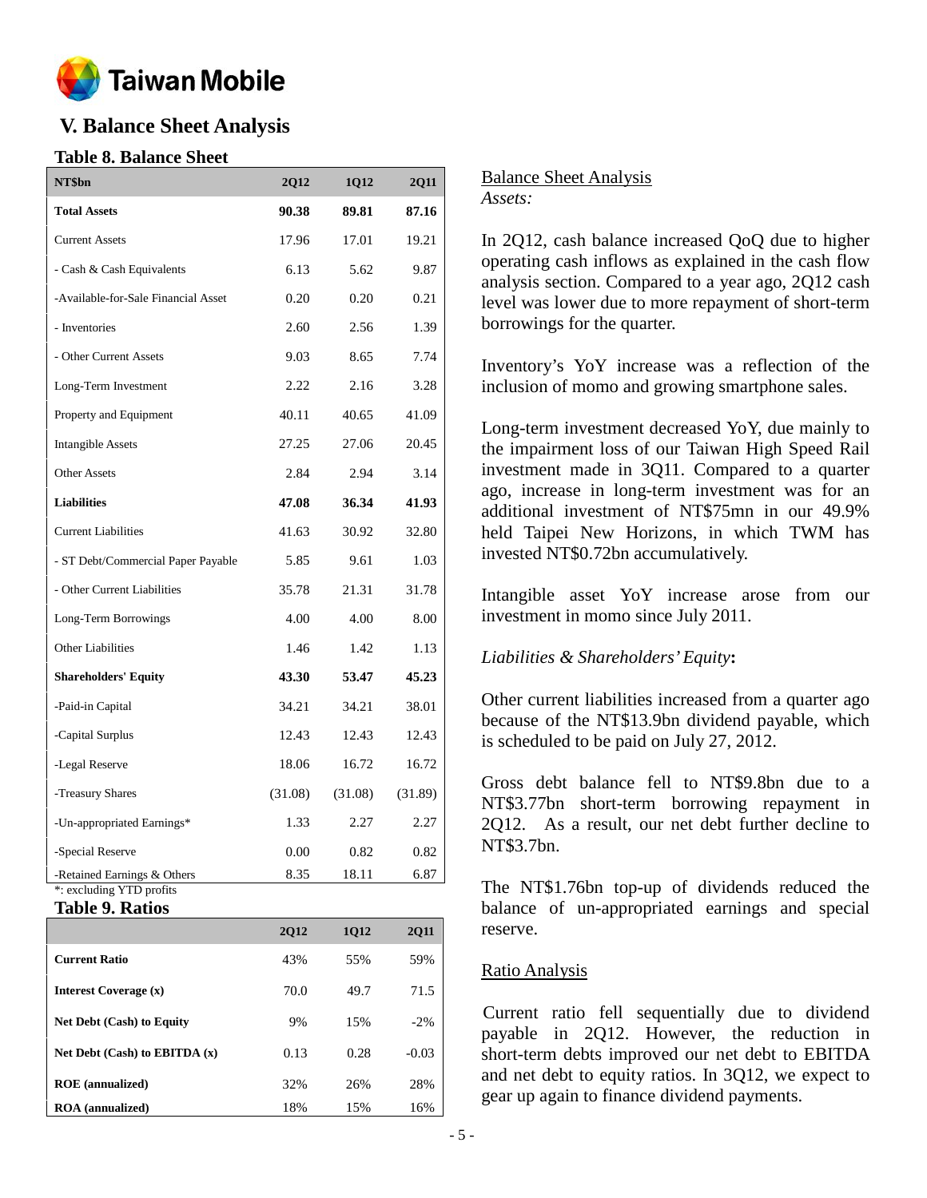## V. Balance Sheet Analysis

### Table 8. Balance Sheet

| NT$bn | 2Q12 | 1Q12 | 2Q11 |
|---|---|---|---|
| **Total Assets** | **90.38** | **89.81** | **87.16** |
| Current Assets | 17.96 | 17.01 | 19.21 |
| - Cash & Cash Equivalents | 6.13 | 5.62 | 9.87 |
| -Available-for-Sale Financial Asset | 0.20 | 0.20 | 0.21 |
| - Inventories | 2.60 | 2.56 | 1.39 |
| - Other Current Assets | 9.03 | 8.65 | 7.74 |
| Long-Term Investment | 2.22 | 2.16 | 3.28 |
| Property and Equipment | 40.11 | 40.65 | 41.09 |
| Intangible Assets | 27.25 | 27.06 | 20.45 |
| Other Assets | 2.84 | 2.94 | 3.14 |
| **Liabilities** | **47.08** | **36.34** | **41.93** |
| Current Liabilities | 41.63 | 30.92 | 32.80 |
| - ST Debt/Commercial Paper Payable | 5.85 | 9.61 | 1.03 |
| - Other Current Liabilities | 35.78 | 21.31 | 31.78 |
| Long-Term Borrowings | 4.00 | 4.00 | 8.00 |
| Other Liabilities | 1.46 | 1.42 | 1.13 |
| **Shareholders' Equity** | **43.30** | **53.47** | **45.23** |
| -Paid-in Capital | 34.21 | 34.21 | 38.01 |
| -Capital Surplus | 12.43 | 12.43 | 12.43 |
| -Legal Reserve | 18.06 | 16.72 | 16.72 |
| -Treasury Shares | (31.08) | (31.08) | (31.89) |
| -Un-appropriated Earnings* | 1.33 | 2.27 | 2.27 |
| -Special Reserve | 0.00 | 0.82 | 0.82 |
| -Retained Earnings & Others | 8.35 | 18.11 | 6.87 |

*: excluding YTD profits

### Table 9. Ratios

| | 2Q12 | 1Q12 | 2Q11 |
|---|---|---|---|
| **Current Ratio** | 43% | 55% | 59% |
| **Interest Coverage (x)** | 70.0 | 49.7 | 71.5 |
| **Net Debt (Cash) to Equity** | 9% | 15% | -2% |
| **Net Debt (Cash) to EBITDA (x)** | 0.13 | 0.28 | -0.03 |
| **ROE (annualized)** | 32% | 26% | 28% |
| **ROA (annualized)** | 18% | 15% | 16% |

Balance Sheet Analysis

*Assets:*

In 2Q12, cash balance increased QoQ due to higher operating cash inflows as explained in the cash flow analysis section. Compared to a year ago, 2Q12 cash level was lower due to more repayment of short-term borrowings for the quarter.

Inventory's YoY increase was a reflection of the inclusion of momo and growing smartphone sales.

Long-term investment decreased YoY, due mainly to the impairment loss of our Taiwan High Speed Rail investment made in 3Q11. Compared to a quarter ago, increase in long-term investment was for an additional investment of NT$75mn in our 49.9% held Taipei New Horizons, in which TWM has invested NT$0.72bn accumulatively.

Intangible asset YoY increase arose from our investment in momo since July 2011.

*Liabilities & Shareholders' Equity*:

Other current liabilities increased from a quarter ago because of the NT$13.9bn dividend payable, which is scheduled to be paid on July 27, 2012.

Gross debt balance fell to NT$9.8bn due to a NT$3.77bn short-term borrowing repayment in 2Q12. As a result, our net debt further decline to NT$3.7bn.

The NT$1.76bn top-up of dividends reduced the balance of un-appropriated earnings and special reserve.

Ratio Analysis

Current ratio fell sequentially due to dividend payable in 2Q12. However, the reduction in short-term debts improved our net debt to EBITDA and net debt to equity ratios. In 3Q12, we expect to gear up again to finance dividend payments.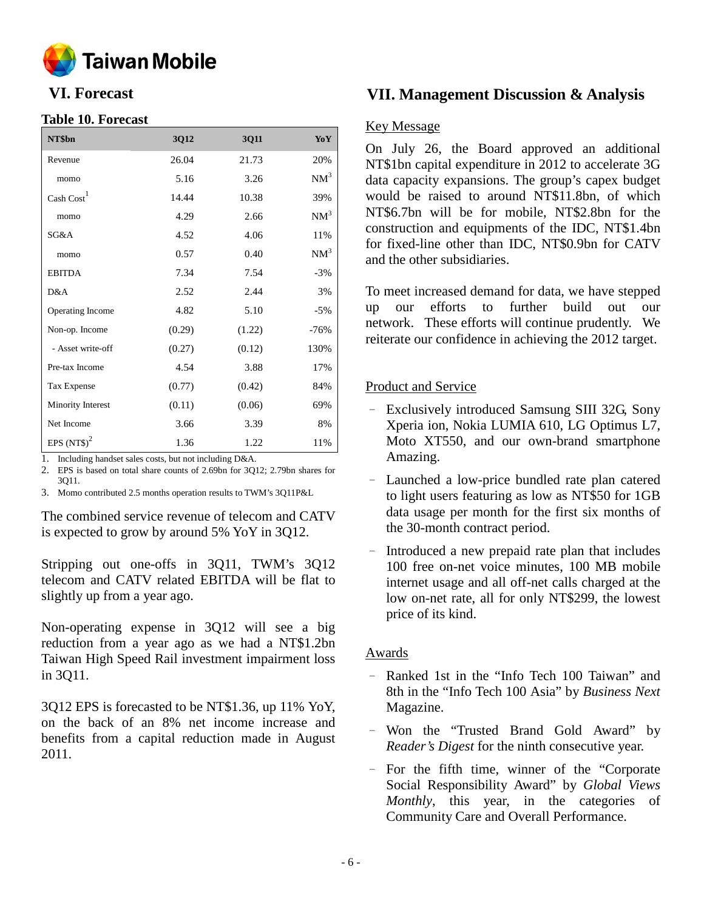# VI. Forecast

### Table 10. Forecast

| NT$bn | 3Q12 | 3Q11 | YoY |
|---|---|---|---|
| Revenue | 26.04 | 21.73 | 20% |
| momo | 5.16 | 3.26 | NM[3] |
| Cash Cost[1] | 14.44 | 10.38 | 39% |
| momo | 4.29 | 2.66 | NM[3] |
| SG&A | 4.52 | 4.06 | 11% |
| momo | 0.57 | 0.40 | NM[3] |
| EBITDA | 7.34 | 7.54 | -3% |
| D&A | 2.52 | 2.44 | 3% |
| Operating Income | 4.82 | 5.10 | -5% |
| Non-op. Income | (0.29) | (1.22) | -76% |
| - Asset write-off | (0.27) | (0.12) | 130% |
| Pre-tax Income | 4.54 | 3.88 | 17% |
| Tax Expense | (0.77) | (0.42) | 84% |
| Minority Interest | (0.11) | (0.06) | 69% |
| Net Income | 3.66 | 3.39 | 8% |
| EPS (NT$)[2] | 1.36 | 1.22 | 11% |

1. Including handset sales costs, but not including D&A.
2. EPS is based on total share counts of 2.69bn for 3Q12; 2.79bn shares for 3Q11.
3. Momo contributed 2.5 months operation results to TWM's 3Q11P&L

The combined service revenue of telecom and CATV is expected to grow by around 5% YoY in 3Q12.

Stripping out one-offs in 3Q11, TWM's 3Q12 telecom and CATV related EBITDA will be flat to slightly up from a year ago.

Non-operating expense in 3Q12 will see a big reduction from a year ago as we had a NT$1.2bn Taiwan High Speed Rail investment impairment loss in 3Q11.

3Q12 EPS is forecasted to be NT$1.36, up 11% YoY, on the back of an 8% net income increase and benefits from a capital reduction made in August 2011.

# VII. Management Discussion & Analysis

Key Message

On July 26, the Board approved an additional NT$1bn capital expenditure in 2012 to accelerate 3G data capacity expansions. The group's capex budget would be raised to around NT$11.8bn, of which NT$6.7bn will be for mobile, NT$2.8bn for the construction and equipments of the IDC, NT$1.4bn for fixed-line other than IDC, NT$0.9bn for CATV and the other subsidiaries.

To meet increased demand for data, we have stepped up our efforts to further build out our network. These efforts will continue prudently. We reiterate our confidence in achieving the 2012 target.

Product and Service

- Exclusively introduced Samsung SIII 32G, Sony Xperia ion, Nokia LUMIA 610, LG Optimus L7, Moto XT550, and our own-brand smartphone Amazing.
- Launched a low-price bundled rate plan catered to light users featuring as low as NT$50 for 1GB data usage per month for the first six months of the 30-month contract period.
- Introduced a new prepaid rate plan that includes 100 free on-net voice minutes, 100 MB mobile internet usage and all off-net calls charged at the low on-net rate, all for only NT$299, the lowest price of its kind.

Awards

- Ranked 1st in the "Info Tech 100 Taiwan" and 8th in the "Info Tech 100 Asia" by *Business Next* Magazine.
- Won the "Trusted Brand Gold Award" by *Reader's Digest* for the ninth consecutive year.
- For the fifth time, winner of the "Corporate Social Responsibility Award" by *Global Views Monthly*, this year, in the categories of Community Care and Overall Performance.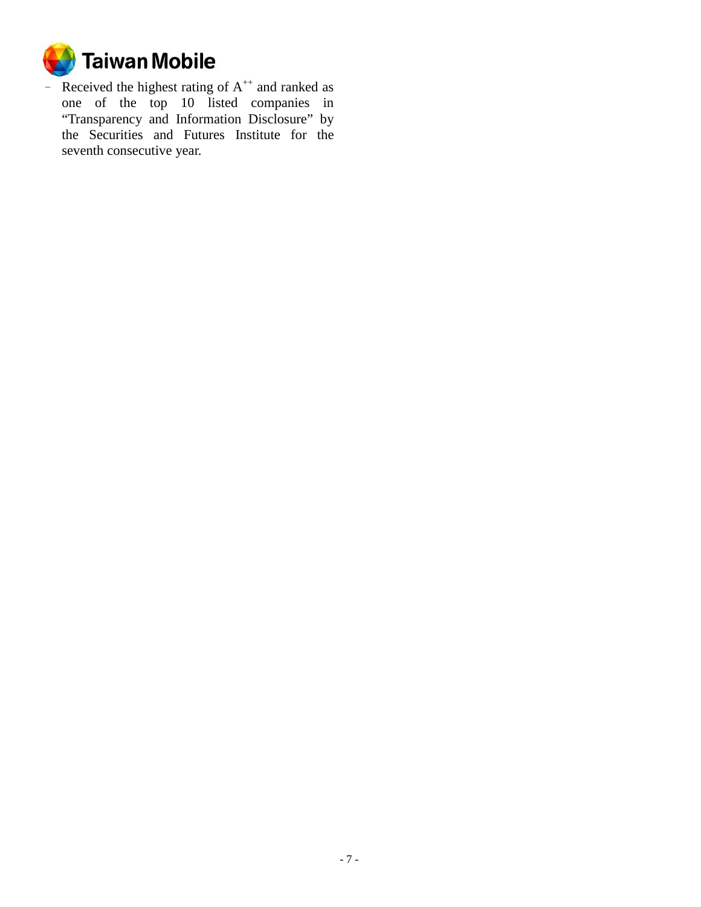- Received the highest rating of $A^{++}$ and ranked as one of the top 10 listed companies in "Transparency and Information Disclosure" by the Securities and Futures Institute for the seventh consecutive year.